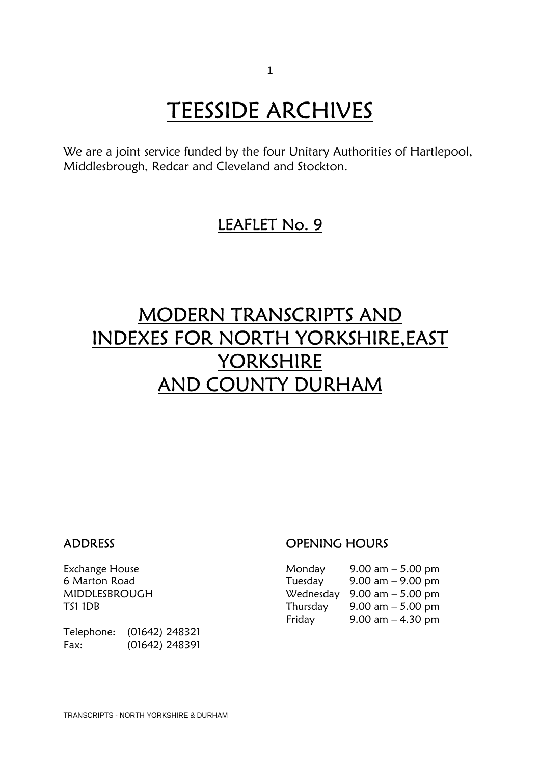# TEESSIDE ARCHIVES

We are a joint service funded by the four Unitary Authorities of Hartlepool, Middlesbrough, Redcar and Cleveland and Stockton.

## LEAFLET No. 9

# MODERN TRANSCRIPTS AND INDEXES FOR NORTH YORKSHIRE,EAST YORKSHIRE AND COUNTY DURHAM

### ADDRESS

Exchange House
6 Marton Road
MIDDLESBROUGH
TS1 1DB

Telephone: (01642) 248321
Fax: (01642) 248391

### OPENING HOURS

| | |
|---|---|
| Monday | 9.00 am – 5.00 pm |
| Tuesday | 9.00 am – 9.00 pm |
| Wednesday | 9.00 am – 5.00 pm |
| Thursday | 9.00 am – 5.00 pm |
| Friday | 9.00 am – 4.30 pm |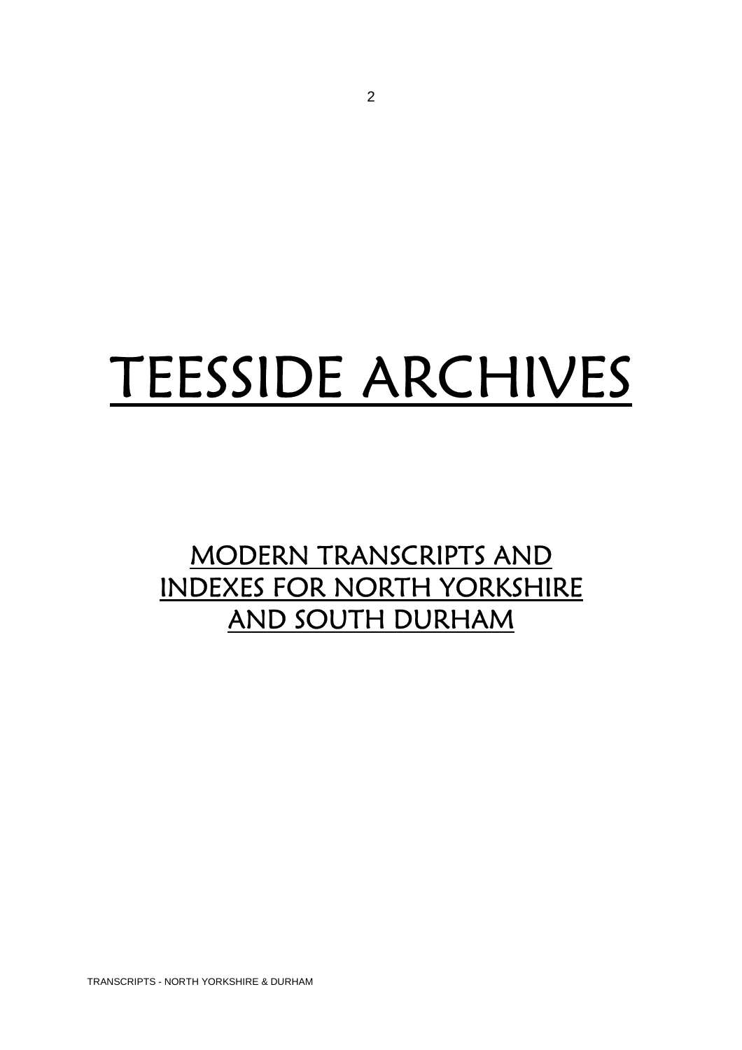# TEESSIDE ARCHIVES

## MODERN TRANSCRIPTS AND INDEXES FOR NORTH YORKSHIRE AND SOUTH DURHAM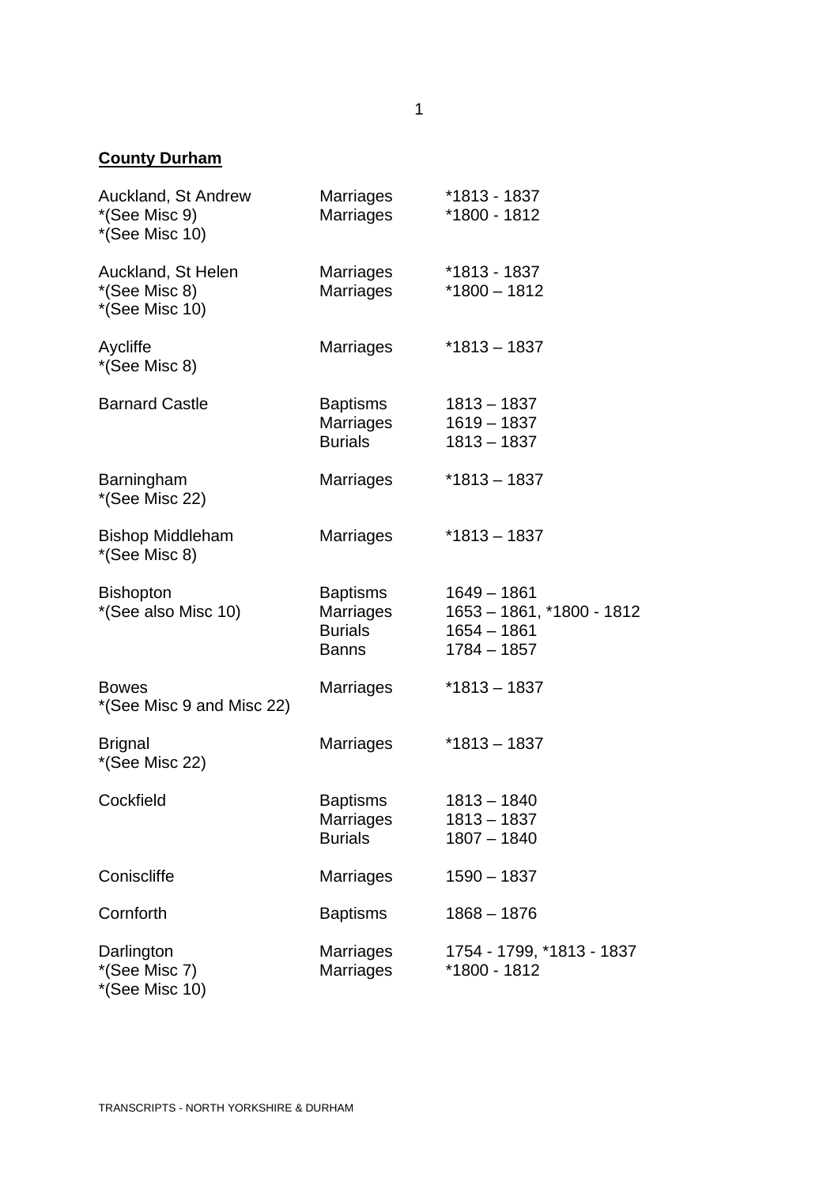**County Durham**

| | | |
|---|---|---|
| Auckland, St Andrew<br>*(See Misc 9)<br>*(See Misc 10) | Marriages<br>Marriages | *1813 - 1837<br>*1800 - 1812 |
| Auckland, St Helen<br>*(See Misc 8)<br>*(See Misc 10) | Marriages<br>Marriages | *1813 - 1837<br>*1800 – 1812 |
| Aycliffe<br>*(See Misc 8) | Marriages | *1813 – 1837 |
| Barnard Castle | Baptisms<br>Marriages<br>Burials | 1813 – 1837<br>1619 – 1837<br>1813 – 1837 |
| Barningham<br>*(See Misc 22) | Marriages | *1813 – 1837 |
| Bishop Middleham<br>*(See Misc 8) | Marriages | *1813 – 1837 |
| Bishopton<br>*(See also Misc 10) | Baptisms<br>Marriages<br>Burials<br>Banns | 1649 – 1861<br>1653 – 1861, *1800 - 1812<br>1654 – 1861<br>1784 – 1857 |
| Bowes<br>*(See Misc 9 and Misc 22) | Marriages | *1813 – 1837 |
| Brignal<br>*(See Misc 22) | Marriages | *1813 – 1837 |
| Cockfield | Baptisms<br>Marriages<br>Burials | 1813 – 1840<br>1813 – 1837<br>1807 – 1840 |
| Coniscliffe | Marriages | 1590 – 1837 |
| Cornforth | Baptisms | 1868 – 1876 |
| Darlington<br>*(See Misc 7)<br>*(See Misc 10) | Marriages<br>Marriages | 1754 - 1799, *1813 - 1837<br>*1800 - 1812 |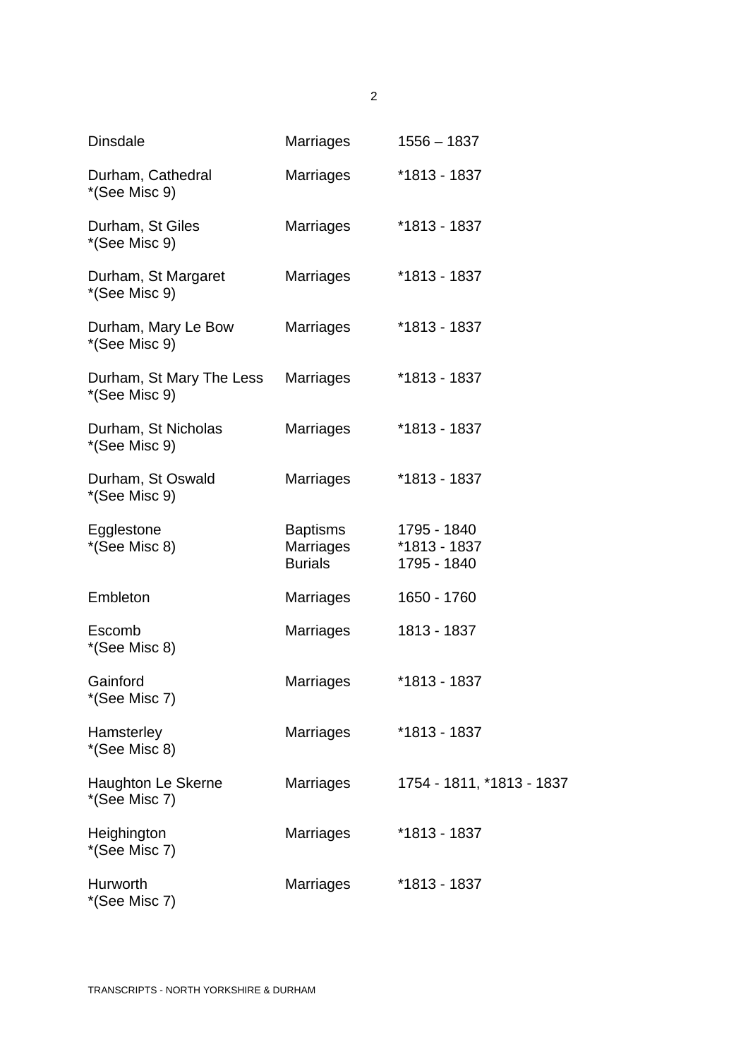| | | |
|---|---|---|
| Dinsdale | Marriages | 1556 – 1837 |
| Durham, Cathedral *(See Misc 9) | Marriages | *1813 - 1837 |
| Durham, St Giles *(See Misc 9) | Marriages | *1813 - 1837 |
| Durham, St Margaret *(See Misc 9) | Marriages | *1813 - 1837 |
| Durham, Mary Le Bow *(See Misc 9) | Marriages | *1813 - 1837 |
| Durham, St Mary The Less *(See Misc 9) | Marriages | *1813 - 1837 |
| Durham, St Nicholas *(See Misc 9) | Marriages | *1813 - 1837 |
| Durham, St Oswald *(See Misc 9) | Marriages | *1813 - 1837 |
| Egglestone *(See Misc 8) | Baptisms<br>Marriages<br>Burials | 1795 - 1840<br>*1813 - 1837<br>1795 - 1840 |
| Embleton | Marriages | 1650 - 1760 |
| Escomb *(See Misc 8) | Marriages | 1813 - 1837 |
| Gainford *(See Misc 7) | Marriages | *1813 - 1837 |
| Hamsterley *(See Misc 8) | Marriages | *1813 - 1837 |
| Haughton Le Skerne *(See Misc 7) | Marriages | 1754 - 1811, *1813 - 1837 |
| Heighington *(See Misc 7) | Marriages | *1813 - 1837 |
| Hurworth *(See Misc 7) | Marriages | *1813 - 1837 |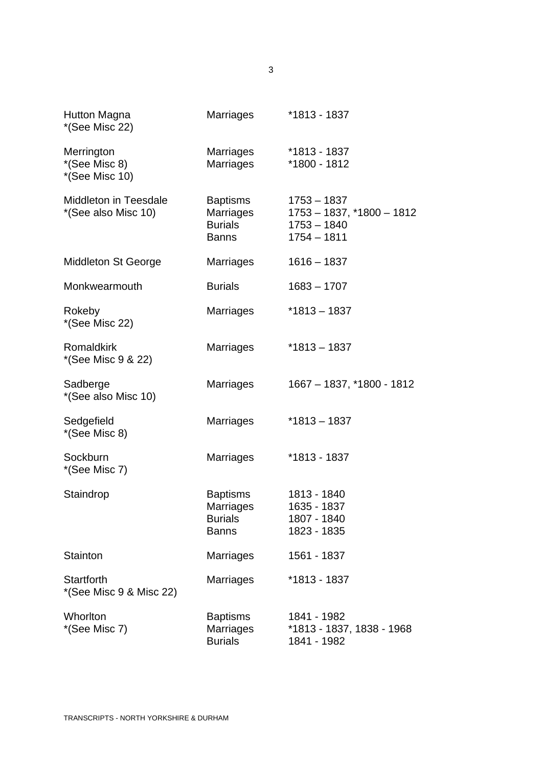| Parish | Record | Dates |
|---|---|---|
| Hutton Magna<br>*(See Misc 22) | Marriages | *1813 - 1837 |
| Merrington<br>*(See Misc 8)<br>*(See Misc 10) | Marriages<br>Marriages | *1813 - 1837<br>*1800 - 1812 |
| Middleton in Teesdale<br>*(See also Misc 10) | Baptisms<br>Marriages<br>Burials<br>Banns | 1753 – 1837<br>1753 – 1837, *1800 – 1812<br>1753 – 1840<br>1754 – 1811 |
| Middleton St George | Marriages | 1616 – 1837 |
| Monkwearmouth | Burials | 1683 – 1707 |
| Rokeby<br>*(See Misc 22) | Marriages | *1813 – 1837 |
| Romaldkirk<br>*(See Misc 9 & 22) | Marriages | *1813 – 1837 |
| Sadberge<br>*(See also Misc 10) | Marriages | 1667 – 1837, *1800 - 1812 |
| Sedgefield<br>*(See Misc 8) | Marriages | *1813 – 1837 |
| Sockburn<br>*(See Misc 7) | Marriages | *1813 - 1837 |
| Staindrop | Baptisms<br>Marriages<br>Burials<br>Banns | 1813 - 1840<br>1635 - 1837<br>1807 - 1840<br>1823 - 1835 |
| Stainton | Marriages | 1561 - 1837 |
| Startforth<br>*(See Misc 9 & Misc 22) | Marriages | *1813 - 1837 |
| Whorlton<br>*(See Misc 7) | Baptisms<br>Marriages<br>Burials | 1841 - 1982<br>*1813 - 1837, 1838 - 1968<br>1841 - 1982 |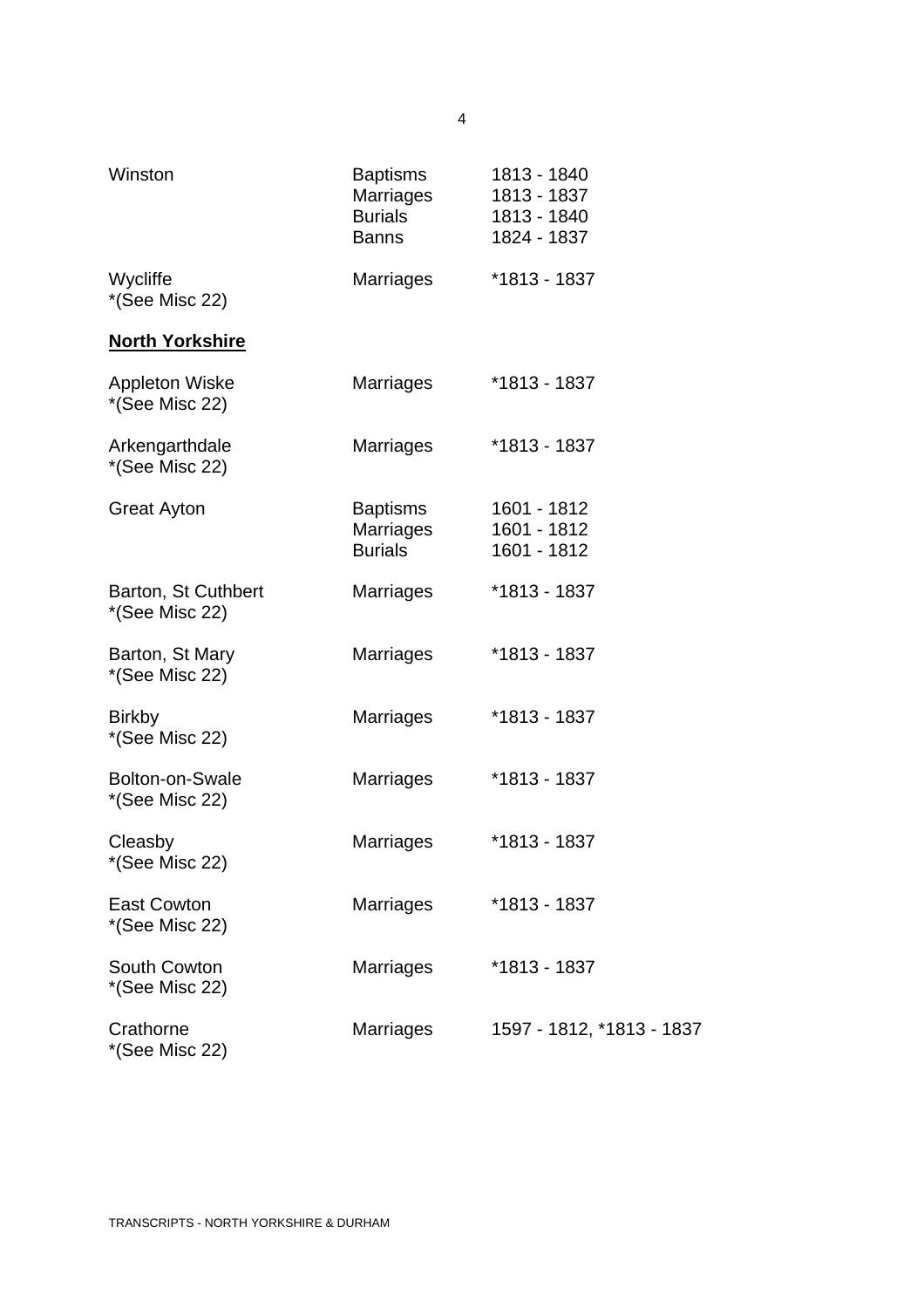| | | |
|---|---|---|
| Winston | Baptisms | 1813 - 1840 |
| | Marriages | 1813 - 1837 |
| | Burials | 1813 - 1840 |
| | Banns | 1824 - 1837 |
| Wycliffe *(See Misc 22) | Marriages | *1813 - 1837 |

**North Yorkshire**

| | | |
|---|---|---|
| Appleton Wiske *(See Misc 22) | Marriages | *1813 - 1837 |
| Arkengarthdale *(See Misc 22) | Marriages | *1813 - 1837 |
| Great Ayton | Baptisms | 1601 - 1812 |
| | Marriages | 1601 - 1812 |
| | Burials | 1601 - 1812 |
| Barton, St Cuthbert *(See Misc 22) | Marriages | *1813 - 1837 |
| Barton, St Mary *(See Misc 22) | Marriages | *1813 - 1837 |
| Birkby *(See Misc 22) | Marriages | *1813 - 1837 |
| Bolton-on-Swale *(See Misc 22) | Marriages | *1813 - 1837 |
| Cleasby *(See Misc 22) | Marriages | *1813 - 1837 |
| East Cowton *(See Misc 22) | Marriages | *1813 - 1837 |
| South Cowton *(See Misc 22) | Marriages | *1813 - 1837 |
| Crathorne *(See Misc 22) | Marriages | 1597 - 1812, *1813 - 1837 |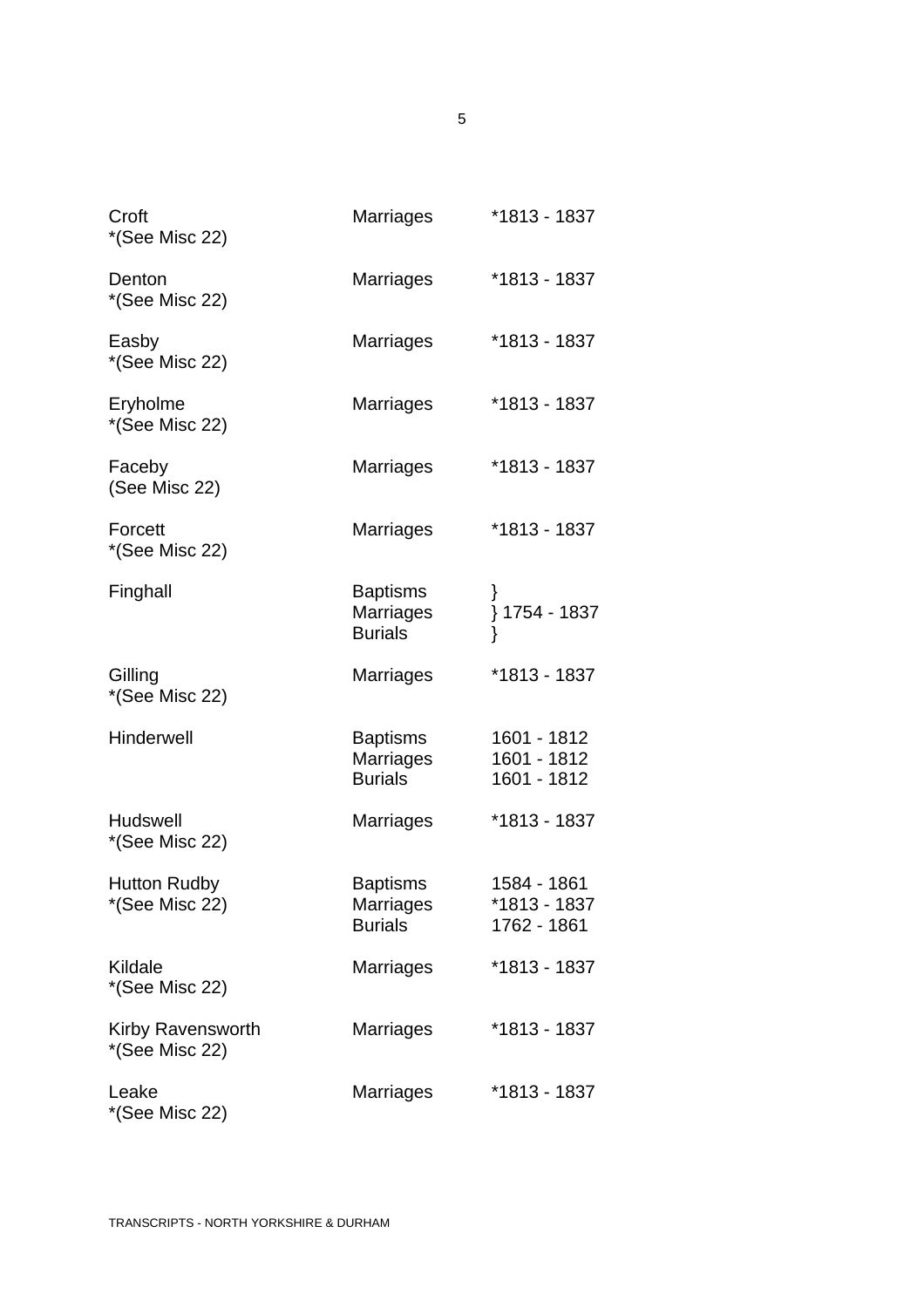| | | |
|---|---|---|
| Croft<br>*(See Misc 22) | Marriages | *1813 - 1837 |
| Denton<br>*(See Misc 22) | Marriages | *1813 - 1837 |
| Easby<br>*(See Misc 22) | Marriages | *1813 - 1837 |
| Eryholme<br>*(See Misc 22) | Marriages | *1813 - 1837 |
| Faceby<br>(See Misc 22) | Marriages | *1813 - 1837 |
| Forcett<br>*(See Misc 22) | Marriages | *1813 - 1837 |
| Finghall | Baptisms<br>Marriages<br>Burials | }<br>} 1754 - 1837<br>} |
| Gilling<br>*(See Misc 22) | Marriages | *1813 - 1837 |
| Hinderwell | Baptisms<br>Marriages<br>Burials | 1601 - 1812<br>1601 - 1812<br>1601 - 1812 |
| Hudswell<br>*(See Misc 22) | Marriages | *1813 - 1837 |
| Hutton Rudby<br>*(See Misc 22) | Baptisms<br>Marriages<br>Burials | 1584 - 1861<br>*1813 - 1837<br>1762 - 1861 |
| Kildale<br>*(See Misc 22) | Marriages | *1813 - 1837 |
| Kirby Ravensworth<br>*(See Misc 22) | Marriages | *1813 - 1837 |
| Leake<br>*(See Misc 22) | Marriages | *1813 - 1837 |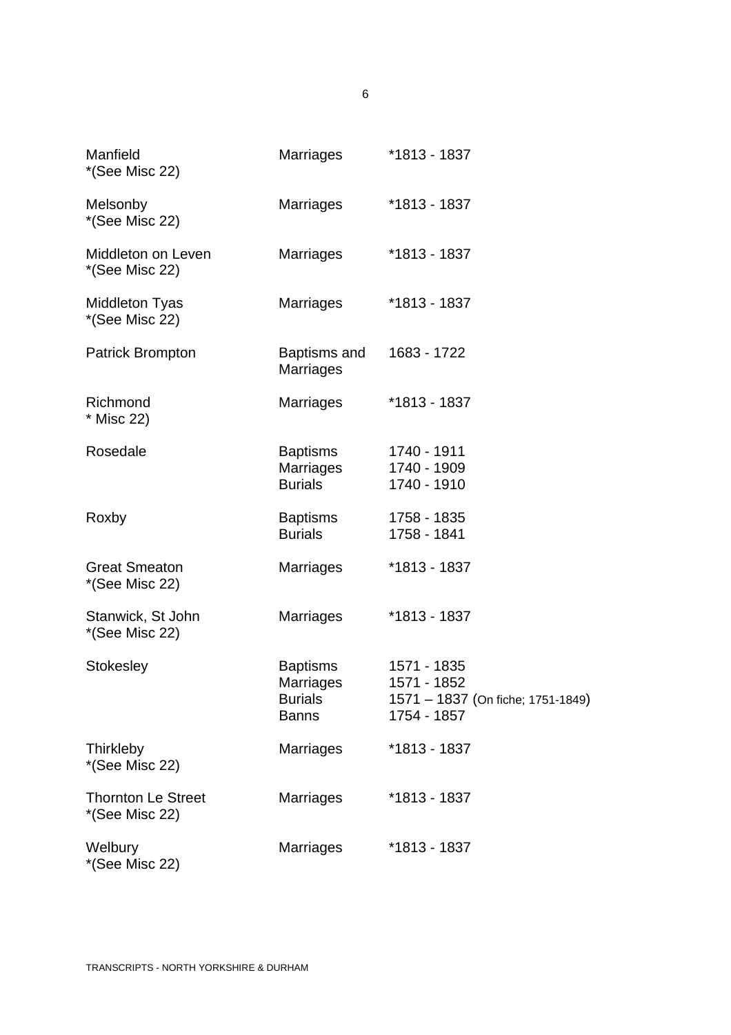| | | |
|---|---|---|
| Manfield<br>*(See Misc 22) | Marriages | *1813 - 1837 |
| Melsonby<br>*(See Misc 22) | Marriages | *1813 - 1837 |
| Middleton on Leven<br>*(See Misc 22) | Marriages | *1813 - 1837 |
| Middleton Tyas<br>*(See Misc 22) | Marriages | *1813 - 1837 |
| Patrick Brompton | Baptisms and Marriages | 1683 - 1722 |
| Richmond<br>* Misc 22) | Marriages | *1813 - 1837 |
| Rosedale | Baptisms<br>Marriages<br>Burials | 1740 - 1911<br>1740 - 1909<br>1740 - 1910 |
| Roxby | Baptisms<br>Burials | 1758 - 1835<br>1758 - 1841 |
| Great Smeaton<br>*(See Misc 22) | Marriages | *1813 - 1837 |
| Stanwick, St John<br>*(See Misc 22) | Marriages | *1813 - 1837 |
| Stokesley | Baptisms<br>Marriages<br>Burials<br>Banns | 1571 - 1835<br>1571 - 1852<br>1571 – 1837 (On fiche; 1751-1849)<br>1754 - 1857 |
| Thirkleby<br>*(See Misc 22) | Marriages | *1813 - 1837 |
| Thornton Le Street<br>*(See Misc 22) | Marriages | *1813 - 1837 |
| Welbury<br>*(See Misc 22) | Marriages | *1813 - 1837 |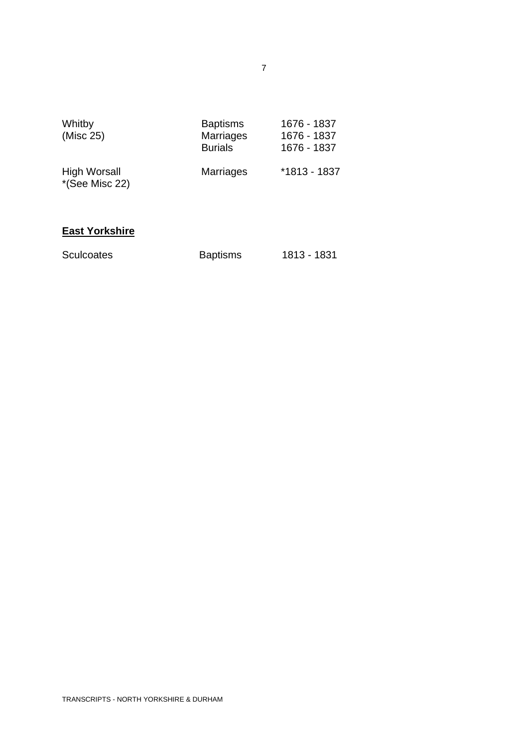| | | |
|---|---|---|
| Whitby<br>(Misc 25) | Baptisms<br>Marriages<br>Burials | 1676 - 1837<br>1676 - 1837<br>1676 - 1837 |
| High Worsall<br>*(See Misc 22) | Marriages | *1813 - 1837 |

**East Yorkshire**

| | | |
|---|---|---|
| Sculcoates | Baptisms | 1813 - 1831 |